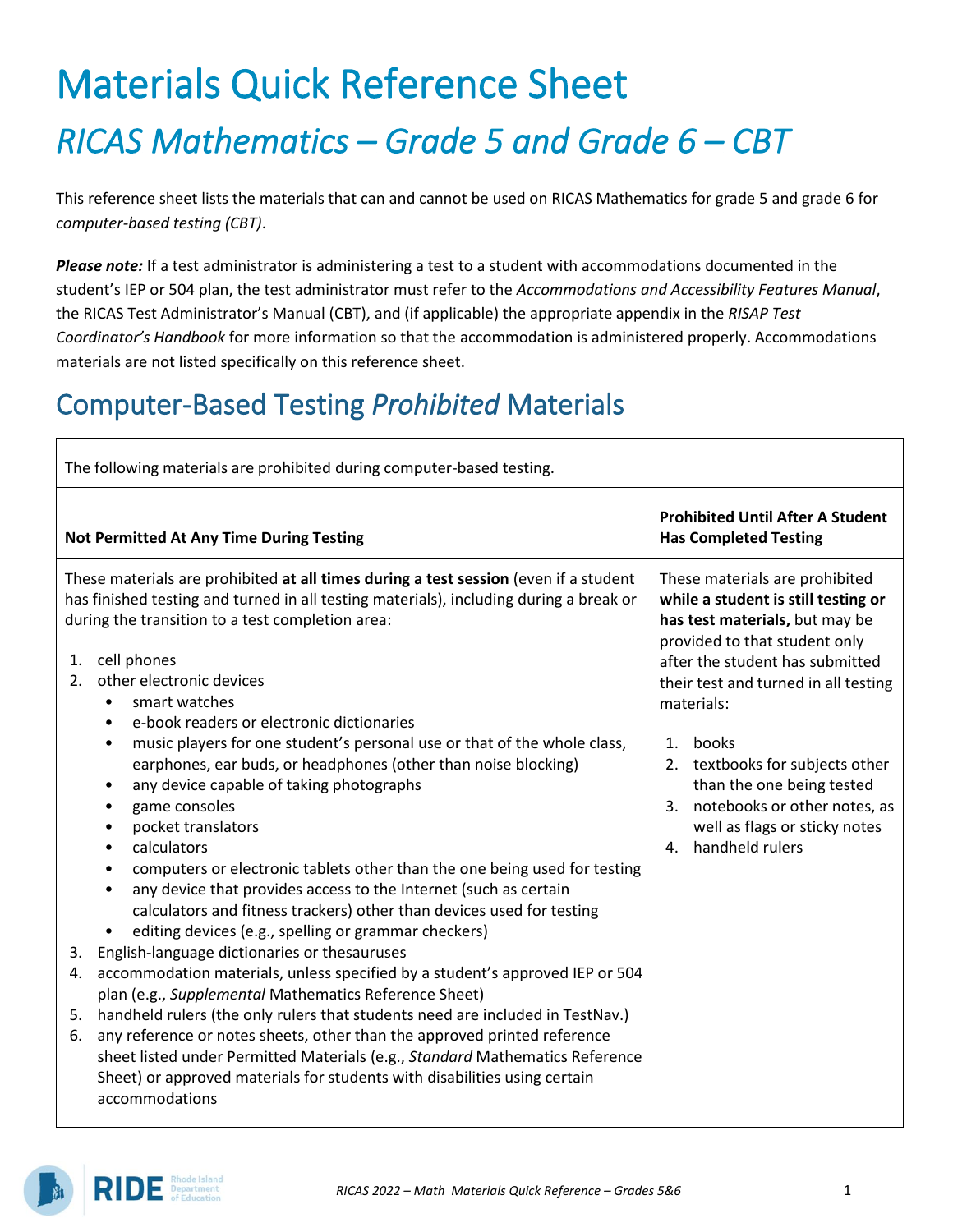# Materials Quick Reference Sheet

## *RICAS Mathematics – Grade 5 and Grade 6 – CBT*

This reference sheet lists the materials that can and cannot be used on RICAS Mathematics for grade 5 and grade 6 for *computer-based testing (CBT)*.

***Please note:*** If a test administrator is administering a test to a student with accommodations documented in the student's IEP or 504 plan, the test administrator must refer to the *Accommodations and Accessibility Features Manual*, the RICAS Test Administrator's Manual (CBT), and (if applicable) the appropriate appendix in the *RISAP Test Coordinator's Handbook* for more information so that the accommodation is administered properly. Accommodations materials are not listed specifically on this reference sheet.

## Computer-Based Testing *Prohibited* Materials

The following materials are prohibited during computer-based testing.

| Not Permitted At Any Time During Testing | Prohibited Until After A Student Has Completed Testing |
|---|---|
| These materials are prohibited **at all times during a test session** (even if a student has finished testing and turned in all testing materials), including during a break or during the transition to a test completion area:<br><br>1. cell phones<br>2. other electronic devices<br>&nbsp;&nbsp;• smart watches<br>&nbsp;&nbsp;• e-book readers or electronic dictionaries<br>&nbsp;&nbsp;• music players for one student's personal use or that of the whole class, earphones, ear buds, or headphones (other than noise blocking)<br>&nbsp;&nbsp;• any device capable of taking photographs<br>&nbsp;&nbsp;• game consoles<br>&nbsp;&nbsp;• pocket translators<br>&nbsp;&nbsp;• calculators<br>&nbsp;&nbsp;• computers or electronic tablets other than the one being used for testing<br>&nbsp;&nbsp;• any device that provides access to the Internet (such as certain calculators and fitness trackers) other than devices used for testing<br>&nbsp;&nbsp;• editing devices (e.g., spelling or grammar checkers)<br>3. English-language dictionaries or thesauruses<br>4. accommodation materials, unless specified by a student's approved IEP or 504 plan (e.g., *Supplemental* Mathematics Reference Sheet)<br>5. handheld rulers (the only rulers that students need are included in TestNav.)<br>6. any reference or notes sheets, other than the approved printed reference sheet listed under Permitted Materials (e.g., *Standard* Mathematics Reference Sheet) or approved materials for students with disabilities using certain accommodations | These materials are prohibited **while a student is still testing or has test materials,** but may be provided to that student only after the student has submitted their test and turned in all testing materials:<br><br>1. books<br>2. textbooks for subjects other than the one being tested<br>3. notebooks or other notes, as well as flags or sticky notes<br>4. handheld rulers |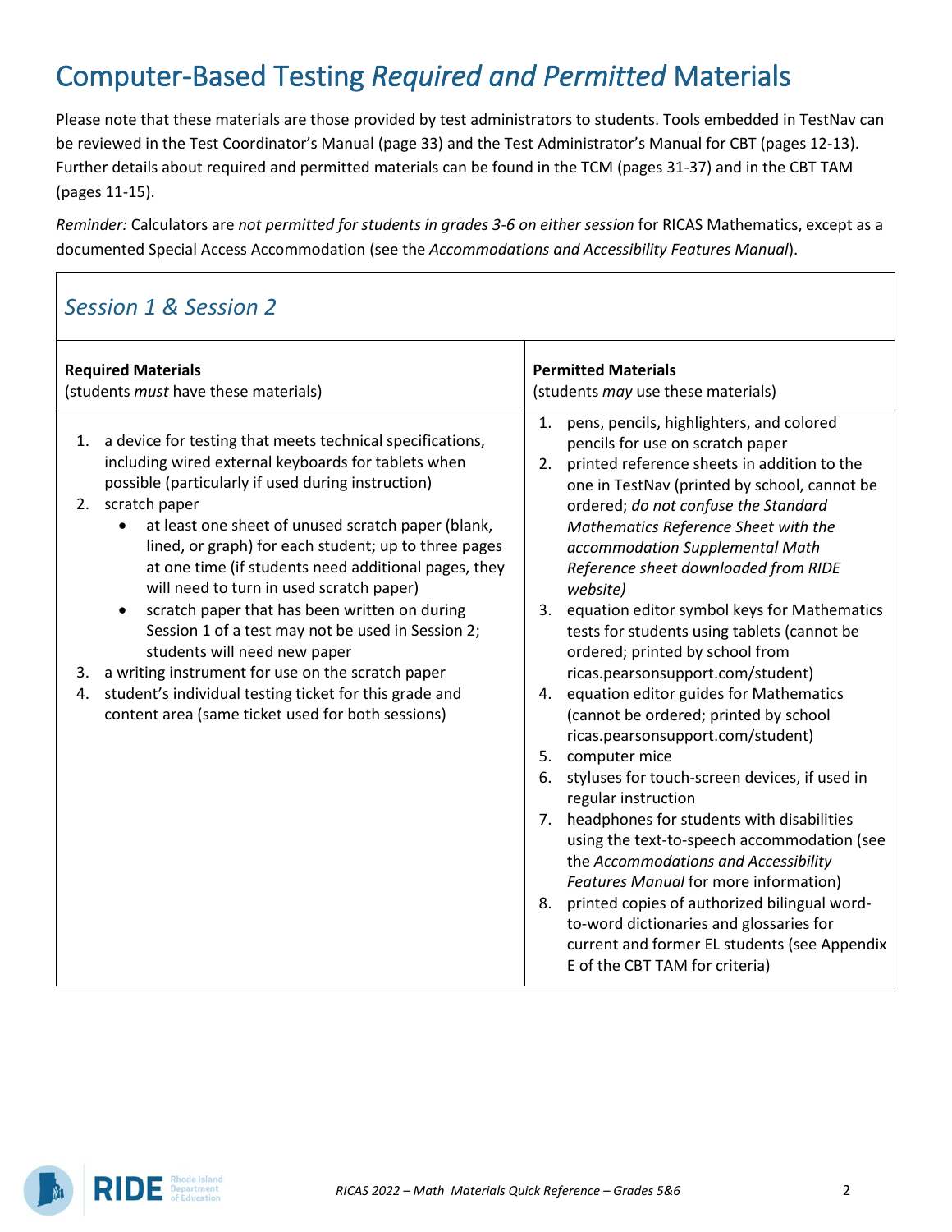# Computer-Based Testing *Required and Permitted* Materials

Please note that these materials are those provided by test administrators to students. Tools embedded in TestNav can be reviewed in the Test Coordinator's Manual (page 33) and the Test Administrator's Manual for CBT (pages 12-13). Further details about required and permitted materials can be found in the TCM (pages 31-37) and in the CBT TAM (pages 11-15).

*Reminder:* Calculators are *not permitted for students in grades 3-6 on either session* for RICAS Mathematics, except as a documented Special Access Accommodation (see the *Accommodations and Accessibility Features Manual*).

## *Session 1 & Session 2*

| **Required Materials**<br>(students *must* have these materials) | **Permitted Materials**<br>(students *may* use these materials) |
|---|---|
| 1. a device for testing that meets technical specifications, including wired external keyboards for tablets when possible (particularly if used during instruction)<br>2. scratch paper<br>• at least one sheet of unused scratch paper (blank, lined, or graph) for each student; up to three pages at one time (if students need additional pages, they will need to turn in used scratch paper)<br>• scratch paper that has been written on during Session 1 of a test may not be used in Session 2; students will need new paper<br>3. a writing instrument for use on the scratch paper<br>4. student's individual testing ticket for this grade and content area (same ticket used for both sessions) | 1. pens, pencils, highlighters, and colored pencils for use on scratch paper<br>2. printed reference sheets in addition to the one in TestNav (printed by school, cannot be ordered; *do not confuse the Standard Mathematics Reference Sheet with the accommodation Supplemental Math Reference sheet downloaded from RIDE website)*<br>3. equation editor symbol keys for Mathematics tests for students using tablets (cannot be ordered; printed by school from ricas.pearsonsupport.com/student)<br>4. equation editor guides for Mathematics (cannot be ordered; printed by school ricas.pearsonsupport.com/student)<br>5. computer mice<br>6. styluses for touch-screen devices, if used in regular instruction<br>7. headphones for students with disabilities using the text-to-speech accommodation (see the *Accommodations and Accessibility Features Manual* for more information)<br>8. printed copies of authorized bilingual word-to-word dictionaries and glossaries for current and former EL students (see Appendix E of the CBT TAM for criteria) |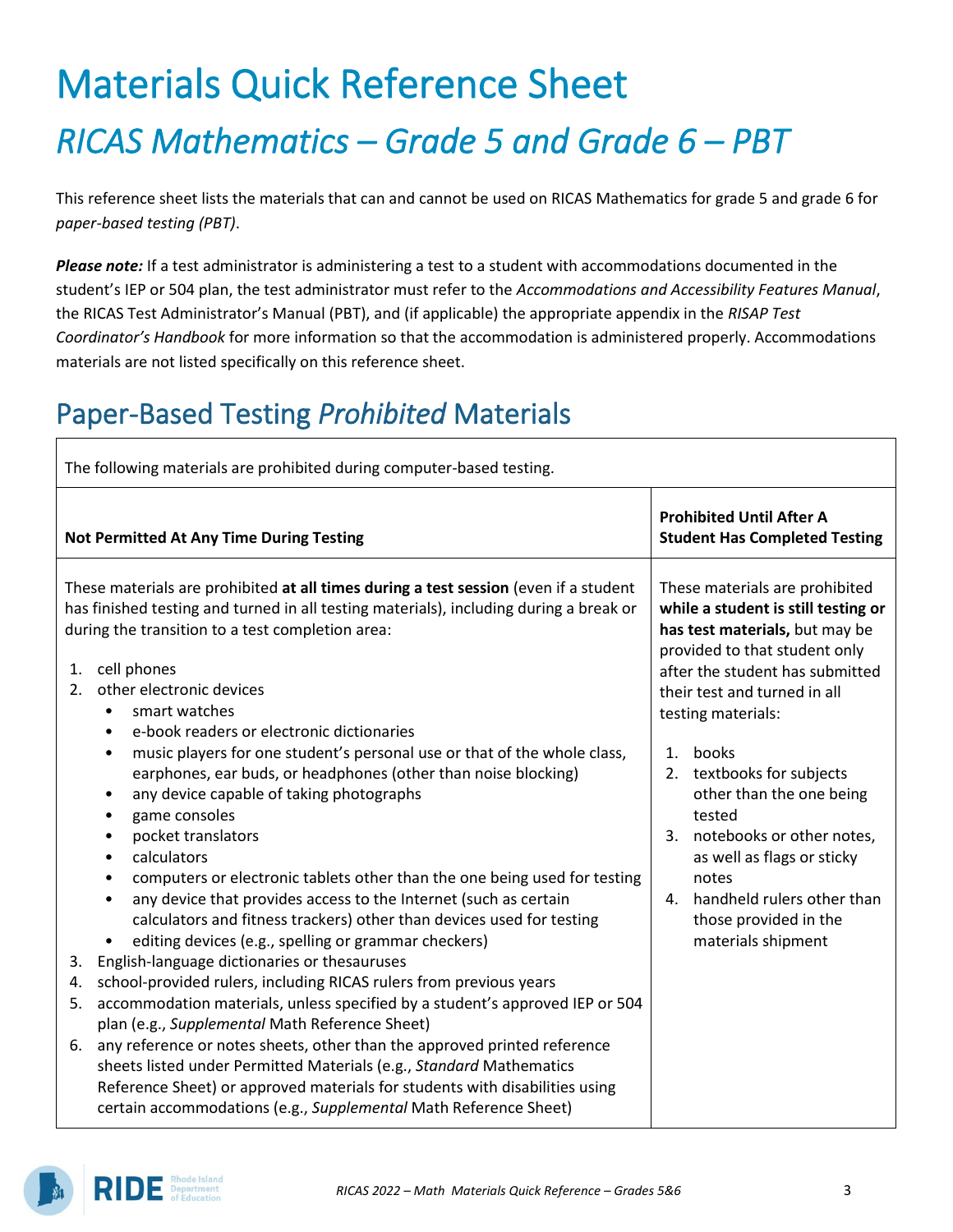# Materials Quick Reference Sheet

## *RICAS Mathematics – Grade 5 and Grade 6 – PBT*

This reference sheet lists the materials that can and cannot be used on RICAS Mathematics for grade 5 and grade 6 for *paper-based testing (PBT)*.

***Please note:*** If a test administrator is administering a test to a student with accommodations documented in the student's IEP or 504 plan, the test administrator must refer to the *Accommodations and Accessibility Features Manual*, the RICAS Test Administrator's Manual (PBT), and (if applicable) the appropriate appendix in the *RISAP Test Coordinator's Handbook* for more information so that the accommodation is administered properly. Accommodations materials are not listed specifically on this reference sheet.

## Paper-Based Testing *Prohibited* Materials

| The following materials are prohibited during computer-based testing. | |
|---|---|
| **Not Permitted At Any Time During Testing** | **Prohibited Until After A Student Has Completed Testing** |
| These materials are prohibited **at all times during a test session** (even if a student has finished testing and turned in all testing materials), including during a break or during the transition to a test completion area:<br><br>1. cell phones<br>2. other electronic devices<br>&nbsp;&nbsp;&nbsp;• smart watches<br>&nbsp;&nbsp;&nbsp;• e-book readers or electronic dictionaries<br>&nbsp;&nbsp;&nbsp;• music players for one student's personal use or that of the whole class, earphones, ear buds, or headphones (other than noise blocking)<br>&nbsp;&nbsp;&nbsp;• any device capable of taking photographs<br>&nbsp;&nbsp;&nbsp;• game consoles<br>&nbsp;&nbsp;&nbsp;• pocket translators<br>&nbsp;&nbsp;&nbsp;• calculators<br>&nbsp;&nbsp;&nbsp;• computers or electronic tablets other than the one being used for testing<br>&nbsp;&nbsp;&nbsp;• any device that provides access to the Internet (such as certain calculators and fitness trackers) other than devices used for testing<br>&nbsp;&nbsp;&nbsp;• editing devices (e.g., spelling or grammar checkers)<br>3. English-language dictionaries or thesauruses<br>4. school-provided rulers, including RICAS rulers from previous years<br>5. accommodation materials, unless specified by a student's approved IEP or 504 plan (e.g., *Supplemental* Math Reference Sheet)<br>6. any reference or notes sheets, other than the approved printed reference sheets listed under Permitted Materials (e.g., *Standard* Mathematics Reference Sheet) or approved materials for students with disabilities using certain accommodations (e.g., *Supplemental* Math Reference Sheet) | These materials are prohibited **while a student is still testing or has test materials,** but may be provided to that student only after the student has submitted their test and turned in all testing materials:<br><br>1. books<br>2. textbooks for subjects other than the one being tested<br>3. notebooks or other notes, as well as flags or sticky notes<br>4. handheld rulers other than those provided in the materials shipment |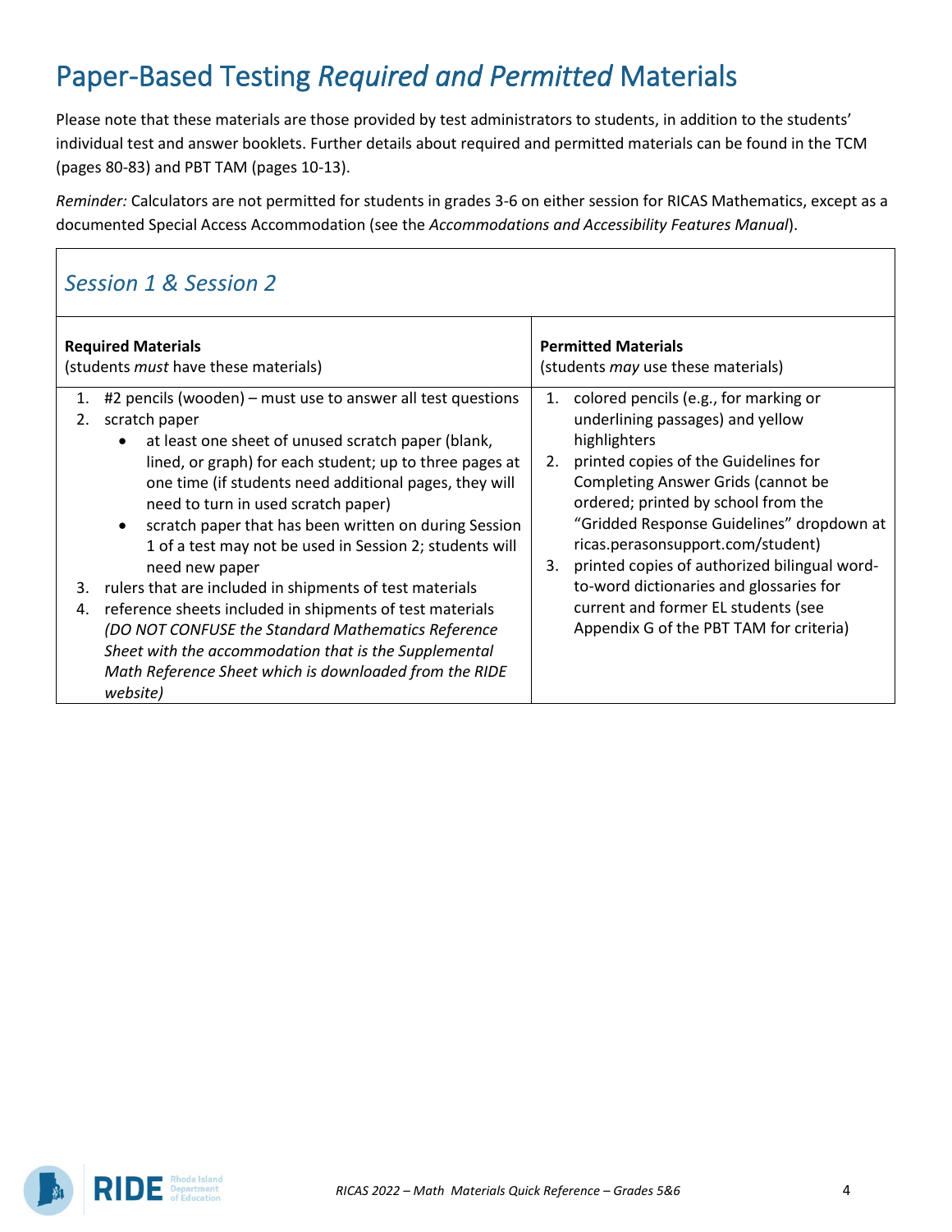# Paper-Based Testing *Required and Permitted* Materials

Please note that these materials are those provided by test administrators to students, in addition to the students' individual test and answer booklets. Further details about required and permitted materials can be found in the TCM (pages 80-83) and PBT TAM (pages 10-13).

*Reminder:* Calculators are not permitted for students in grades 3-6 on either session for RICAS Mathematics, except as a documented Special Access Accommodation (see the *Accommodations and Accessibility Features Manual*).

## *Session 1 & Session 2*

| **Required Materials**<br>(students *must* have these materials) | **Permitted Materials**<br>(students *may* use these materials) |
|---|---|
| 1. #2 pencils (wooden) – must use to answer all test questions<br>2. scratch paper<br>• at least one sheet of unused scratch paper (blank, lined, or graph) for each student; up to three pages at one time (if students need additional pages, they will need to turn in used scratch paper)<br>• scratch paper that has been written on during Session 1 of a test may not be used in Session 2; students will need new paper<br>3. rulers that are included in shipments of test materials<br>4. reference sheets included in shipments of test materials *(DO NOT CONFUSE the Standard Mathematics Reference Sheet with the accommodation that is the Supplemental Math Reference Sheet which is downloaded from the RIDE website)* | 1. colored pencils (e.g., for marking or underlining passages) and yellow highlighters<br>2. printed copies of the Guidelines for Completing Answer Grids (cannot be ordered; printed by school from the "Gridded Response Guidelines" dropdown at ricas.perasonsupport.com/student)<br>3. printed copies of authorized bilingual word-to-word dictionaries and glossaries for current and former EL students (see Appendix G of the PBT TAM for criteria) |